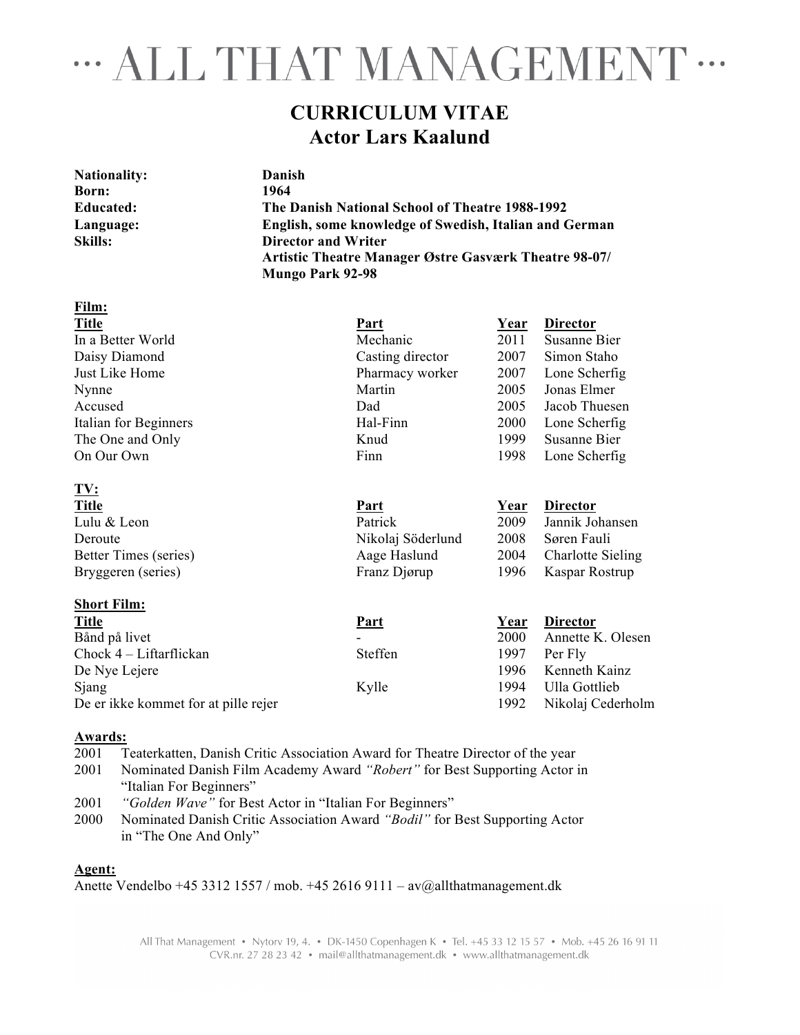# ··· ALL THAT MANAGEMENT ···

## CURRICULUM VITAE
## Actor Lars Kaalund

| | |
|---|---|
| **Nationality:** | **Danish** |
| **Born:** | **1964** |
| **Educated:** | **The Danish National School of Theatre 1988-1992** |
| **Language:** | **English, some knowledge of Swedish, Italian and German** |
| **Skills:** | **Director and Writer** |
| | **Artistic Theatre Manager Østre Gasværk Theatre 98-07/ Mungo Park 92-98** |

**Film:**

| Title | Part | Year | Director |
|---|---|---|---|
| In a Better World | Mechanic | 2011 | Susanne Bier |
| Daisy Diamond | Casting director | 2007 | Simon Staho |
| Just Like Home | Pharmacy worker | 2007 | Lone Scherfig |
| Nynne | Martin | 2005 | Jonas Elmer |
| Accused | Dad | 2005 | Jacob Thuesen |
| Italian for Beginners | Hal-Finn | 2000 | Lone Scherfig |
| The One and Only | Knud | 1999 | Susanne Bier |
| On Our Own | Finn | 1998 | Lone Scherfig |

**TV:**

| Title | Part | Year | Director |
|---|---|---|---|
| Lulu & Leon | Patrick | 2009 | Jannik Johansen |
| Deroute | Nikolaj Söderlund | 2008 | Søren Fauli |
| Better Times (series) | Aage Haslund | 2004 | Charlotte Sieling |
| Bryggeren (series) | Franz Djørup | 1996 | Kaspar Rostrup |

**Short Film:**

| Title | Part | Year | Director |
|---|---|---|---|
| Bånd på livet | - | 2000 | Annette K. Olesen |
| Chock 4 – Liftarflickan | Steffen | 1997 | Per Fly |
| De Nye Lejere | | 1996 | Kenneth Kainz |
| Sjang | Kylle | 1994 | Ulla Gottlieb |
| De er ikke kommet for at pille rejer | | 1992 | Nikolaj Cederholm |

**Awards:**

- 2001 Teaterkatten, Danish Critic Association Award for Theatre Director of the year
- 2001 Nominated Danish Film Academy Award *"Robert"* for Best Supporting Actor in "Italian For Beginners"
- 2001 *"Golden Wave"* for Best Actor in "Italian For Beginners"
- 2000 Nominated Danish Critic Association Award *"Bodil"* for Best Supporting Actor in "The One And Only"

**Agent:**

Anette Vendelbo +45 3312 1557 / mob. +45 2616 9111 – av@allthatmanagement.dk

All That Management • Nytorv 19, 4. • DK-1450 Copenhagen K • Tel. +45 33 12 15 57 • Mob. +45 26 16 91 11
CVR.nr. 27 28 23 42 • mail@allthatmanagement.dk • www.allthatmanagement.dk